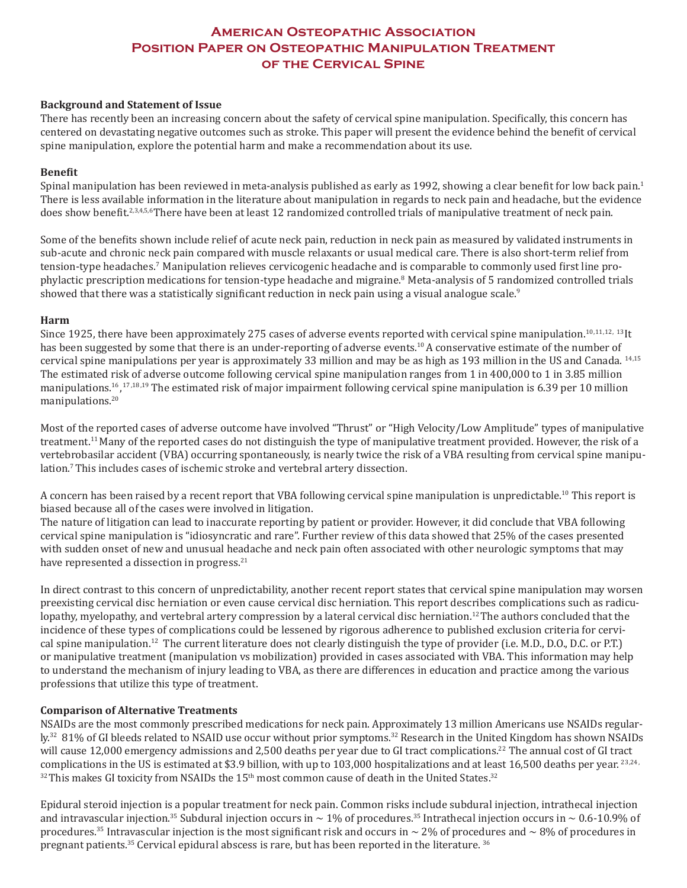# American Osteopathic Association Position Paper on Osteopathic Manipulation Treatment of the Cervical Spine

**Background and Statement of Issue**

There has recently been an increasing concern about the safety of cervical spine manipulation. Specifically, this concern has centered on devastating negative outcomes such as stroke. This paper will present the evidence behind the benefit of cervical spine manipulation, explore the potential harm and make a recommendation about its use.

**Benefit**

Spinal manipulation has been reviewed in meta-analysis published as early as 1992, showing a clear benefit for low back pain.[1] There is less available information in the literature about manipulation in regards to neck pain and headache, but the evidence does show benefit.[2,3,4,5,6] There have been at least 12 randomized controlled trials of manipulative treatment of neck pain.

Some of the benefits shown include relief of acute neck pain, reduction in neck pain as measured by validated instruments in sub-acute and chronic neck pain compared with muscle relaxants or usual medical care. There is also short-term relief from tension-type headaches.[7] Manipulation relieves cervicogenic headache and is comparable to commonly used first line prophylactic prescription medications for tension-type headache and migraine.[8] Meta-analysis of 5 randomized controlled trials showed that there was a statistically significant reduction in neck pain using a visual analogue scale.[9]

**Harm**

Since 1925, there have been approximately 275 cases of adverse events reported with cervical spine manipulation.[10,11,12, 13] It has been suggested by some that there is an under-reporting of adverse events.[10] A conservative estimate of the number of cervical spine manipulations per year is approximately 33 million and may be as high as 193 million in the US and Canada. [14,15] The estimated risk of adverse outcome following cervical spine manipulation ranges from 1 in 400,000 to 1 in 3.85 million manipulations.[16, 17,18,19] The estimated risk of major impairment following cervical spine manipulation is 6.39 per 10 million manipulations.[20]

Most of the reported cases of adverse outcome have involved "Thrust" or "High Velocity/Low Amplitude" types of manipulative treatment.[11] Many of the reported cases do not distinguish the type of manipulative treatment provided. However, the risk of a vertebrobasilar accident (VBA) occurring spontaneously, is nearly twice the risk of a VBA resulting from cervical spine manipulation.[7] This includes cases of ischemic stroke and vertebral artery dissection.

A concern has been raised by a recent report that VBA following cervical spine manipulation is unpredictable.[10] This report is biased because all of the cases were involved in litigation.

The nature of litigation can lead to inaccurate reporting by patient or provider. However, it did conclude that VBA following cervical spine manipulation is "idiosyncratic and rare". Further review of this data showed that 25% of the cases presented with sudden onset of new and unusual headache and neck pain often associated with other neurologic symptoms that may have represented a dissection in progress.[21]

In direct contrast to this concern of unpredictability, another recent report states that cervical spine manipulation may worsen preexisting cervical disc herniation or even cause cervical disc herniation. This report describes complications such as radiculopathy, myelopathy, and vertebral artery compression by a lateral cervical disc herniation.[12] The authors concluded that the incidence of these types of complications could be lessened by rigorous adherence to published exclusion criteria for cervical spine manipulation.[12] The current literature does not clearly distinguish the type of provider (i.e. M.D., D.O., D.C. or P.T.) or manipulative treatment (manipulation vs mobilization) provided in cases associated with VBA. This information may help to understand the mechanism of injury leading to VBA, as there are differences in education and practice among the various professions that utilize this type of treatment.

**Comparison of Alternative Treatments**

NSAIDs are the most commonly prescribed medications for neck pain. Approximately 13 million Americans use NSAIDs regularly.[32] 81% of GI bleeds related to NSAID use occur without prior symptoms.[32] Research in the United Kingdom has shown NSAIDs will cause 12,000 emergency admissions and 2,500 deaths per year due to GI tract complications.[22] The annual cost of GI tract complications in the US is estimated at $3.9 billion, with up to 103,000 hospitalizations and at least 16,500 deaths per year.[23,24, 32] This makes GI toxicity from NSAIDs the 15th most common cause of death in the United States.[32]

Epidural steroid injection is a popular treatment for neck pain. Common risks include subdural injection, intrathecal injection and intravascular injection.[35] Subdural injection occurs in ~ 1% of procedures.[35] Intrathecal injection occurs in ~ 0.6-10.9% of procedures.[35] Intravascular injection is the most significant risk and occurs in ~ 2% of procedures and ~ 8% of procedures in pregnant patients.[35] Cervical epidural abscess is rare, but has been reported in the literature. [36]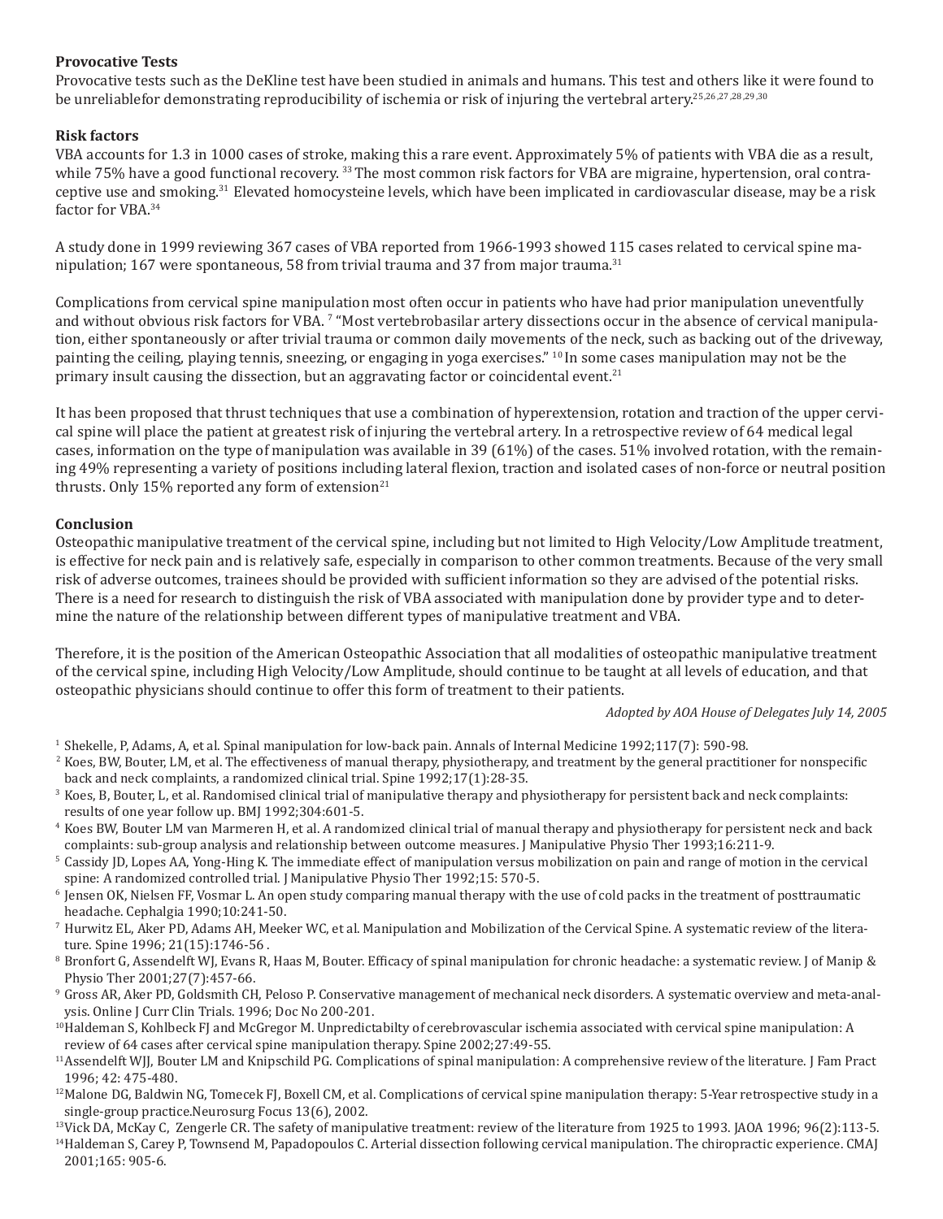### Provocative Tests

Provocative tests such as the DeKline test have been studied in animals and humans. This test and others like it were found to be unreliablefor demonstrating reproducibility of ischemia or risk of injuring the vertebral artery.[25,26,27,28,29,30]

### Risk factors

VBA accounts for 1.3 in 1000 cases of stroke, making this a rare event. Approximately 5% of patients with VBA die as a result, while 75% have a good functional recovery. [33] The most common risk factors for VBA are migraine, hypertension, oral contraceptive use and smoking.[31] Elevated homocysteine levels, which have been implicated in cardiovascular disease, may be a risk factor for VBA.[34]

A study done in 1999 reviewing 367 cases of VBA reported from 1966-1993 showed 115 cases related to cervical spine manipulation; 167 were spontaneous, 58 from trivial trauma and 37 from major trauma.[31]

Complications from cervical spine manipulation most often occur in patients who have had prior manipulation uneventfully and without obvious risk factors for VBA. [7] "Most vertebrobasilar artery dissections occur in the absence of cervical manipulation, either spontaneously or after trivial trauma or common daily movements of the neck, such as backing out of the driveway, painting the ceiling, playing tennis, sneezing, or engaging in yoga exercises." [10] In some cases manipulation may not be the primary insult causing the dissection, but an aggravating factor or coincidental event.[21]

It has been proposed that thrust techniques that use a combination of hyperextension, rotation and traction of the upper cervical spine will place the patient at greatest risk of injuring the vertebral artery. In a retrospective review of 64 medical legal cases, information on the type of manipulation was available in 39 (61%) of the cases. 51% involved rotation, with the remaining 49% representing a variety of positions including lateral flexion, traction and isolated cases of non-force or neutral position thrusts. Only 15% reported any form of extension[21]

### Conclusion

Osteopathic manipulative treatment of the cervical spine, including but not limited to High Velocity/Low Amplitude treatment, is effective for neck pain and is relatively safe, especially in comparison to other common treatments. Because of the very small risk of adverse outcomes, trainees should be provided with sufficient information so they are advised of the potential risks. There is a need for research to distinguish the risk of VBA associated with manipulation done by provider type and to determine the nature of the relationship between different types of manipulative treatment and VBA.

Therefore, it is the position of the American Osteopathic Association that all modalities of osteopathic manipulative treatment of the cervical spine, including High Velocity/Low Amplitude, should continue to be taught at all levels of education, and that osteopathic physicians should continue to offer this form of treatment to their patients.

*Adopted by AOA House of Delegates July 14, 2005*

[1] Shekelle, P, Adams, A, et al. Spinal manipulation for low-back pain. Annals of Internal Medicine 1992;117(7): 590-98.

[2] Koes, BW, Bouter, LM, et al. The effectiveness of manual therapy, physiotherapy, and treatment by the general practitioner for nonspecific back and neck complaints, a randomized clinical trial. Spine 1992;17(1):28-35.

[3] Koes, B, Bouter, L, et al. Randomised clinical trial of manipulative therapy and physiotherapy for persistent back and neck complaints: results of one year follow up. BMJ 1992;304:601-5.

[4] Koes BW, Bouter LM van Marmeren H, et al. A randomized clinical trial of manual therapy and physiotherapy for persistent neck and back complaints: sub-group analysis and relationship between outcome measures. J Manipulative Physio Ther 1993;16:211-9.

[5] Cassidy JD, Lopes AA, Yong-Hing K. The immediate effect of manipulation versus mobilization on pain and range of motion in the cervical spine: A randomized controlled trial. J Manipulative Physio Ther 1992;15: 570-5.

[6] Jensen OK, Nielsen FF, Vosmar L. An open study comparing manual therapy with the use of cold packs in the treatment of posttraumatic headache. Cephalgia 1990;10:241-50.

[7] Hurwitz EL, Aker PD, Adams AH, Meeker WC, et al. Manipulation and Mobilization of the Cervical Spine. A systematic review of the literature. Spine 1996; 21(15):1746-56 .

[8] Bronfort G, Assendelft WJ, Evans R, Haas M, Bouter. Efficacy of spinal manipulation for chronic headache: a systematic review. J of Manip & Physio Ther 2001;27(7):457-66.

[9] Gross AR, Aker PD, Goldsmith CH, Peloso P. Conservative management of mechanical neck disorders. A systematic overview and meta-analysis. Online J Curr Clin Trials. 1996; Doc No 200-201.

[10] Haldeman S, Kohlbeck FJ and McGregor M. Unpredictabilty of cerebrovascular ischemia associated with cervical spine manipulation: A review of 64 cases after cervical spine manipulation therapy. Spine 2002;27:49-55.

[11] Assendelft WJJ, Bouter LM and Knipschild PG. Complications of spinal manipulation: A comprehensive review of the literature. J Fam Pract 1996; 42: 475-480.

[12] Malone DG, Baldwin NG, Tomecek FJ, Boxell CM, et al. Complications of cervical spine manipulation therapy: 5-Year retrospective study in a single-group practice.Neurosurg Focus 13(6), 2002.

[13] Vick DA, McKay C, Zengerle CR. The safety of manipulative treatment: review of the literature from 1925 to 1993. JAOA 1996; 96(2):113-5.

[14] Haldeman S, Carey P, Townsend M, Papadopoulos C. Arterial dissection following cervical manipulation. The chiropractic experience. CMAJ 2001;165: 905-6.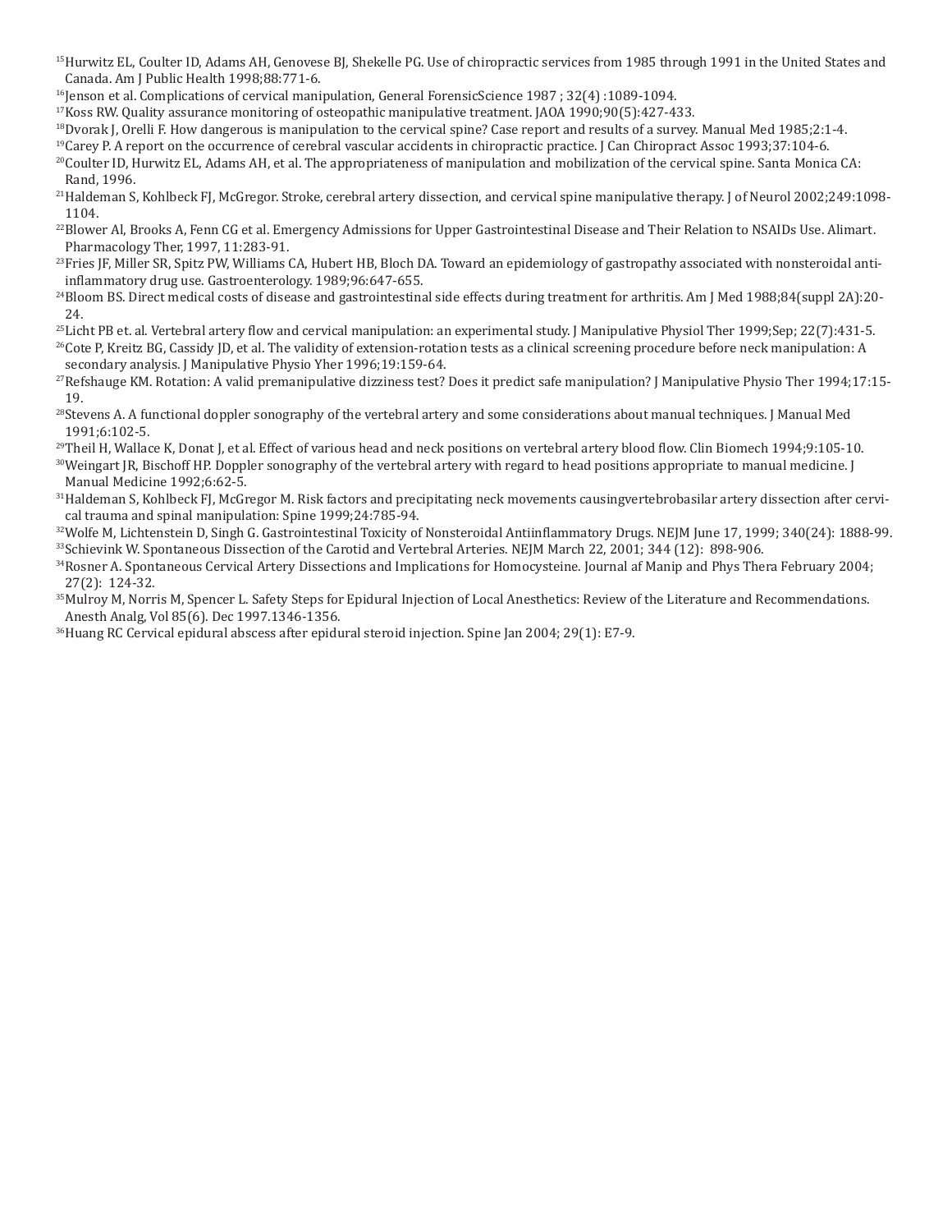[15]Hurwitz EL, Coulter ID, Adams AH, Genovese BJ, Shekelle PG. Use of chiropractic services from 1985 through 1991 in the United States and Canada. Am J Public Health 1998;88:771-6.

[16]Jenson et al. Complications of cervical manipulation, General ForensicScience 1987 ; 32(4) :1089-1094.

[17]Koss RW. Quality assurance monitoring of osteopathic manipulative treatment. JAOA 1990;90(5):427-433.

[18]Dvorak J, Orelli F. How dangerous is manipulation to the cervical spine? Case report and results of a survey. Manual Med 1985;2:1-4.

[19]Carey P. A report on the occurrence of cerebral vascular accidents in chiropractic practice. J Can Chiropract Assoc 1993;37:104-6.

[20]Coulter ID, Hurwitz EL, Adams AH, et al. The appropriateness of manipulation and mobilization of the cervical spine. Santa Monica CA: Rand, 1996.

[21]Haldeman S, Kohlbeck FJ, McGregor. Stroke, cerebral artery dissection, and cervical spine manipulative therapy. J of Neurol 2002;249:1098-1104.

[22]Blower Al, Brooks A, Fenn CG et al. Emergency Admissions for Upper Gastrointestinal Disease and Their Relation to NSAIDs Use. Alimart. Pharmacology Ther, 1997, 11:283-91.

[23]Fries JF, Miller SR, Spitz PW, Williams CA, Hubert HB, Bloch DA. Toward an epidemiology of gastropathy associated with nonsteroidal anti-inflammatory drug use. Gastroenterology. 1989;96:647-655.

[24]Bloom BS. Direct medical costs of disease and gastrointestinal side effects during treatment for arthritis. Am J Med 1988;84(suppl 2A):20-24.

[25]Licht PB et. al. Vertebral artery flow and cervical manipulation: an experimental study. J Manipulative Physiol Ther 1999;Sep; 22(7):431-5.

[26]Cote P, Kreitz BG, Cassidy JD, et al. The validity of extension-rotation tests as a clinical screening procedure before neck manipulation: A secondary analysis. J Manipulative Physio Yher 1996;19:159-64.

[27]Refshauge KM. Rotation: A valid premanipulative dizziness test? Does it predict safe manipulation? J Manipulative Physio Ther 1994;17:15-19.

[28]Stevens A. A functional doppler sonography of the vertebral artery and some considerations about manual techniques. J Manual Med 1991;6:102-5.

[29]Theil H, Wallace K, Donat J, et al. Effect of various head and neck positions on vertebral artery blood flow. Clin Biomech 1994;9:105-10.

[30]Weingart JR, Bischoff HP. Doppler sonography of the vertebral artery with regard to head positions appropriate to manual medicine. J Manual Medicine 1992;6:62-5.

[31]Haldeman S, Kohlbeck FJ, McGregor M. Risk factors and precipitating neck movements causingvertebrobasilar artery dissection after cervical trauma and spinal manipulation: Spine 1999;24:785-94.

[32]Wolfe M, Lichtenstein D, Singh G. Gastrointestinal Toxicity of Nonsteroidal Antiinflammatory Drugs. NEJM June 17, 1999; 340(24): 1888-99.

[33]Schievink W. Spontaneous Dissection of the Carotid and Vertebral Arteries. NEJM March 22, 2001; 344 (12): 898-906.

[34]Rosner A. Spontaneous Cervical Artery Dissections and Implications for Homocysteine. Journal af Manip and Phys Thera February 2004; 27(2): 124-32.

[35]Mulroy M, Norris M, Spencer L. Safety Steps for Epidural Injection of Local Anesthetics: Review of the Literature and Recommendations. Anesth Analg, Vol 85(6). Dec 1997.1346-1356.

[36]Huang RC Cervical epidural abscess after epidural steroid injection. Spine Jan 2004; 29(1): E7-9.